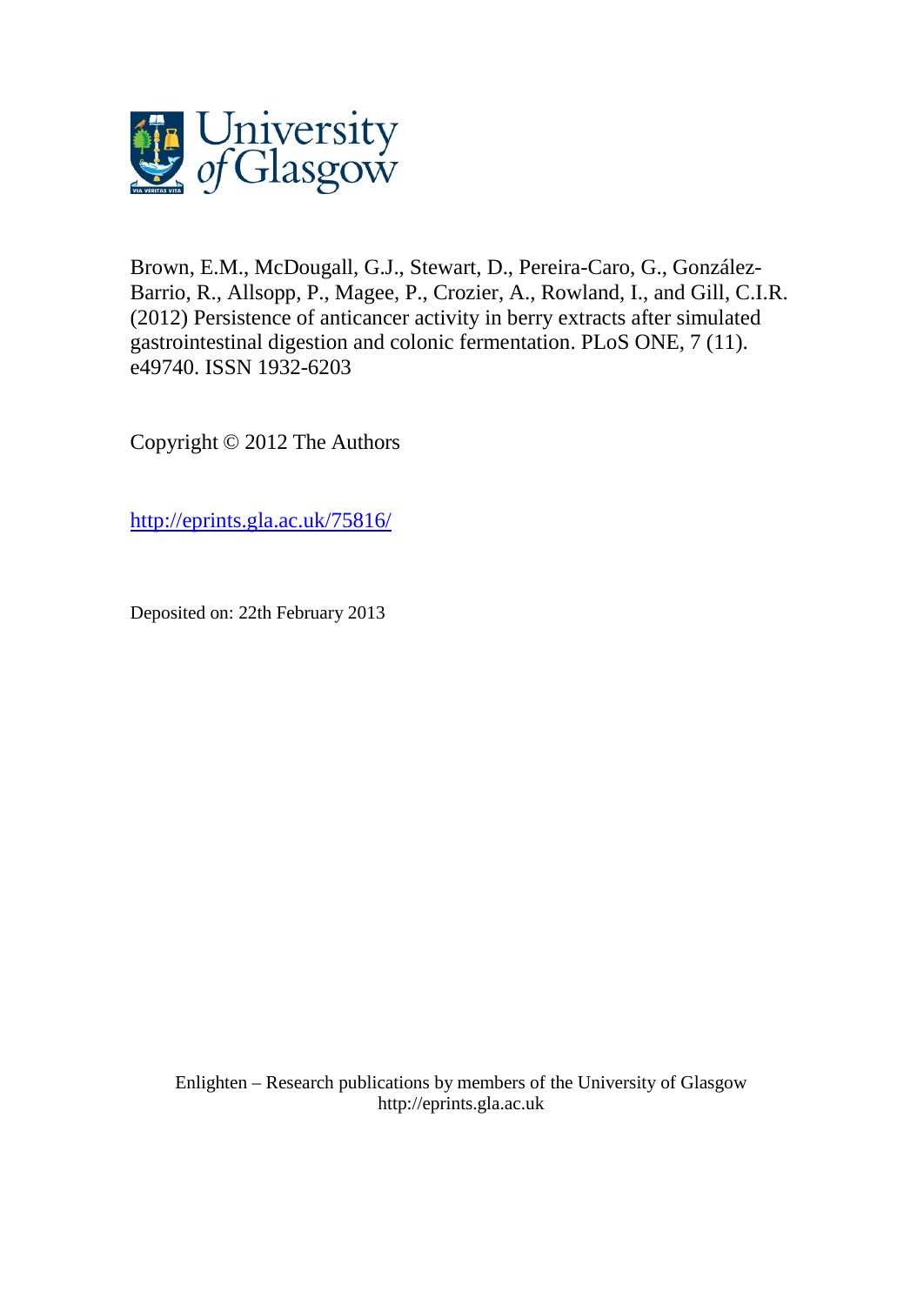University of Glasgow

Brown, E.M., McDougall, G.J., Stewart, D., Pereira-Caro, G., González-Barrio, R., Allsopp, P., Magee, P., Crozier, A., Rowland, I., and Gill, C.I.R. (2012) Persistence of anticancer activity in berry extracts after simulated gastrointestinal digestion and colonic fermentation. PLoS ONE, 7 (11). e49740. ISSN 1932-6203

Copyright © 2012 The Authors

http://eprints.gla.ac.uk/75816/

Deposited on: 22th February 2013

Enlighten – Research publications by members of the University of Glasgow
http://eprints.gla.ac.uk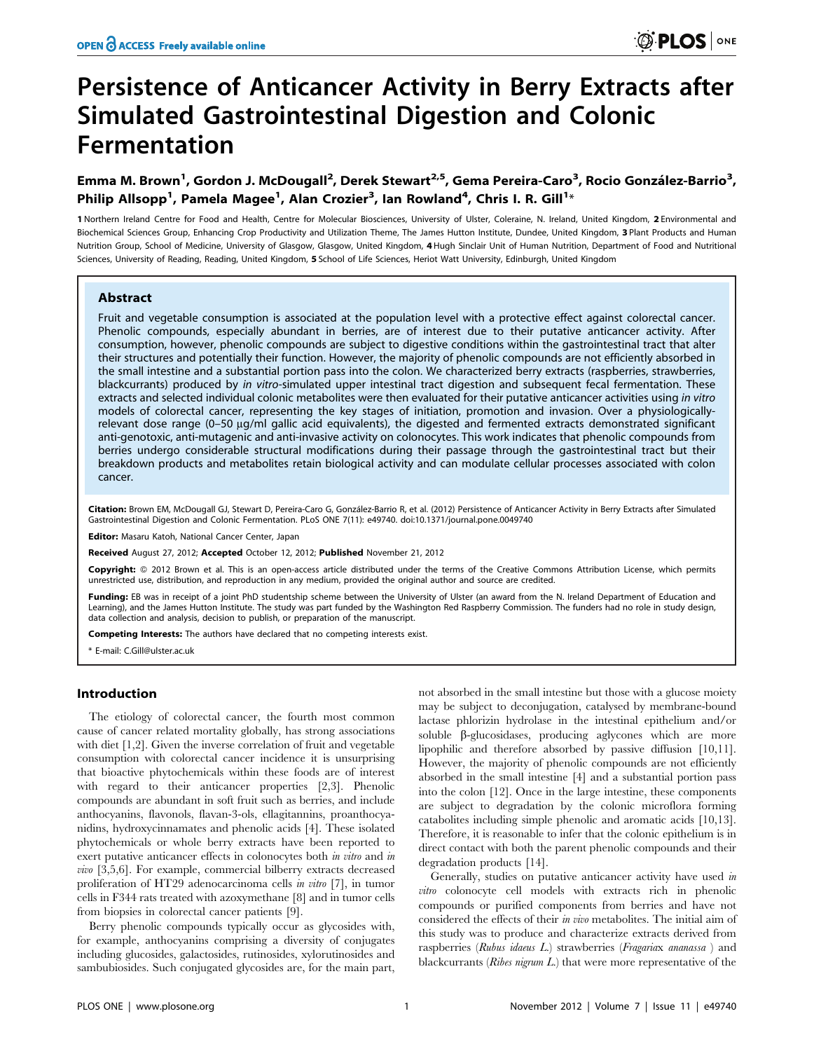# Persistence of Anticancer Activity in Berry Extracts after Simulated Gastrointestinal Digestion and Colonic Fermentation

**Emma M. Brown[1], Gordon J. McDougall[2], Derek Stewart[2,5], Gema Pereira-Caro[3], Rocio González-Barrio[3], Philip Allsopp[1], Pamela Magee[1], Alan Crozier[3], Ian Rowland[4], Chris I. R. Gill[1]***

1 Northern Ireland Centre for Food and Health, Centre for Molecular Biosciences, University of Ulster, Coleraine, N. Ireland, United Kingdom, 2 Environmental and Biochemical Sciences Group, Enhancing Crop Productivity and Utilization Theme, The James Hutton Institute, Dundee, United Kingdom, 3 Plant Products and Human Nutrition Group, School of Medicine, University of Glasgow, Glasgow, United Kingdom, 4 Hugh Sinclair Unit of Human Nutrition, Department of Food and Nutritional Sciences, University of Reading, Reading, United Kingdom, 5 School of Life Sciences, Heriot Watt University, Edinburgh, United Kingdom

## Abstract

Fruit and vegetable consumption is associated at the population level with a protective effect against colorectal cancer. Phenolic compounds, especially abundant in berries, are of interest due to their putative anticancer activity. After consumption, however, phenolic compounds are subject to digestive conditions within the gastrointestinal tract that alter their structures and potentially their function. However, the majority of phenolic compounds are not efficiently absorbed in the small intestine and a substantial portion pass into the colon. We characterized berry extracts (raspberries, strawberries, blackcurrants) produced by *in vitro*-simulated upper intestinal tract digestion and subsequent fecal fermentation. These extracts and selected individual colonic metabolites were then evaluated for their putative anticancer activities using *in vitro* models of colorectal cancer, representing the key stages of initiation, promotion and invasion. Over a physiologically-relevant dose range (0–50 µg/ml gallic acid equivalents), the digested and fermented extracts demonstrated significant anti-genotoxic, anti-mutagenic and anti-invasive activity on colonocytes. This work indicates that phenolic compounds from berries undergo considerable structural modifications during their passage through the gastrointestinal tract but their breakdown products and metabolites retain biological activity and can modulate cellular processes associated with colon cancer.

**Citation:** Brown EM, McDougall GJ, Stewart D, Pereira-Caro G, González-Barrio R, et al. (2012) Persistence of Anticancer Activity in Berry Extracts after Simulated Gastrointestinal Digestion and Colonic Fermentation. PLoS ONE 7(11): e49740. doi:10.1371/journal.pone.0049740

**Editor:** Masaru Katoh, National Cancer Center, Japan

**Received** August 27, 2012; **Accepted** October 12, 2012; **Published** November 21, 2012

**Copyright:** © 2012 Brown et al. This is an open-access article distributed under the terms of the Creative Commons Attribution License, which permits unrestricted use, distribution, and reproduction in any medium, provided the original author and source are credited.

**Funding:** EB was in receipt of a joint PhD studentship scheme between the University of Ulster (an award from the N. Ireland Department of Education and Learning), and the James Hutton Institute. The study was part funded by the Washington Red Raspberry Commission. The funders had no role in study design, data collection and analysis, decision to publish, or preparation of the manuscript.

**Competing Interests:** The authors have declared that no competing interests exist.

* E-mail: C.Gill@ulster.ac.uk

## Introduction

The etiology of colorectal cancer, the fourth most common cause of cancer related mortality globally, has strong associations with diet [1,2]. Given the inverse correlation of fruit and vegetable consumption with colorectal cancer incidence it is unsurprising that bioactive phytochemicals within these foods are of interest with regard to their anticancer properties [2,3]. Phenolic compounds are abundant in soft fruit such as berries, and include anthocyanins, flavonols, flavan-3-ols, ellagitannins, proanthocyanidins, hydroxycinnamates and phenolic acids [4]. These isolated phytochemicals or whole berry extracts have been reported to exert putative anticancer effects in colonocytes both *in vitro* and *in vivo* [3,5,6]. For example, commercial bilberry extracts decreased proliferation of HT29 adenocarcinoma cells *in vitro* [7], in tumor cells in F344 rats treated with azoxymethane [8] and in tumor cells from biopsies in colorectal cancer patients [9].

Berry phenolic compounds typically occur as glycosides with, for example, anthocyanins comprising a diversity of conjugates including glucosides, galactosides, rutinosides, xylorutinosides and sambubiosides. Such conjugated glycosides are, for the main part, not absorbed in the small intestine but those with a glucose moiety may be subject to deconjugation, catalysed by membrane-bound lactase phlorizin hydrolase in the intestinal epithelium and/or soluble β-glucosidases, producing aglycones which are more lipophilic and therefore absorbed by passive diffusion [10,11]. However, the majority of phenolic compounds are not efficiently absorbed in the small intestine [4] and a substantial portion pass into the colon [12]. Once in the large intestine, these components are subject to degradation by the colonic microflora forming catabolites including simple phenolic and aromatic acids [10,13]. Therefore, it is reasonable to infer that the colonic epithelium is in direct contact with both the parent phenolic compounds and their degradation products [14].

Generally, studies on putative anticancer activity have used *in vitro* colonocyte cell models with extracts rich in phenolic compounds or purified components from berries and have not considered the effects of their *in vivo* metabolites. The initial aim of this study was to produce and characterize extracts derived from raspberries (*Rubus idaeus L.*) strawberries (*Fragaria*x *ananassa* ) and blackcurrants (*Ribes nigrum L.*) that were more representative of the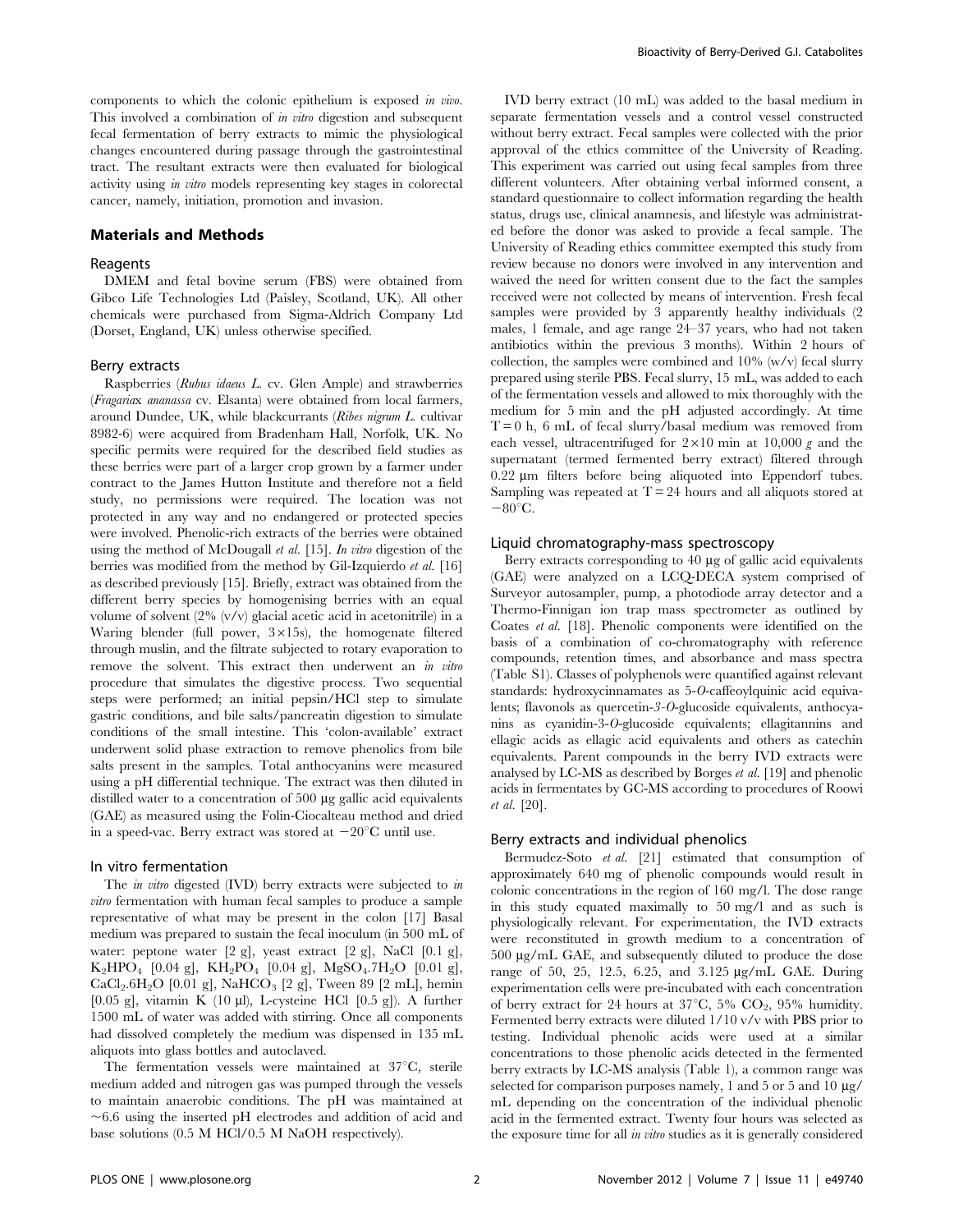components to which the colonic epithelium is exposed *in vivo*. This involved a combination of *in vitro* digestion and subsequent fecal fermentation of berry extracts to mimic the physiological changes encountered during passage through the gastrointestinal tract. The resultant extracts were then evaluated for biological activity using *in vitro* models representing key stages in colorectal cancer, namely, initiation, promotion and invasion.

## Materials and Methods

### Reagents

DMEM and fetal bovine serum (FBS) were obtained from Gibco Life Technologies Ltd (Paisley, Scotland, UK). All other chemicals were purchased from Sigma-Aldrich Company Ltd (Dorset, England, UK) unless otherwise specified.

### Berry extracts

Raspberries (*Rubus idaeus L.* cv. Glen Ample) and strawberries (*Fragaria*x *ananassa* cv. Elsanta) were obtained from local farmers, around Dundee, UK, while blackcurrants (*Ribes nigrum L.* cultivar 8982-6) were acquired from Bradenham Hall, Norfolk, UK. No specific permits were required for the described field studies as these berries were part of a larger crop grown by a farmer under contract to the James Hutton Institute and therefore not a field study, no permissions were required. The location was not protected in any way and no endangered or protected species were involved. Phenolic-rich extracts of the berries were obtained using the method of McDougall *et al.* [15]. *In vitro* digestion of the berries was modified from the method by Gil-Izquierdo *et al.* [16] as described previously [15]. Briefly, extract was obtained from the different berry species by homogenising berries with an equal volume of solvent (2% (v/v) glacial acetic acid in acetonitrile) in a Waring blender (full power, 3×15s), the homogenate filtered through muslin, and the filtrate subjected to rotary evaporation to remove the solvent. This extract then underwent an *in vitro* procedure that simulates the digestive process. Two sequential steps were performed; an initial pepsin/HCl step to simulate gastric conditions, and bile salts/pancreatin digestion to simulate conditions of the small intestine. This 'colon-available' extract underwent solid phase extraction to remove phenolics from bile salts present in the samples. Total anthocyanins were measured using a pH differential technique. The extract was then diluted in distilled water to a concentration of 500 µg gallic acid equivalents (GAE) as measured using the Folin-Ciocalteau method and dried in a speed-vac. Berry extract was stored at −20°C until use.

### In vitro fermentation

The *in vitro* digested (IVD) berry extracts were subjected to *in vitro* fermentation with human fecal samples to produce a sample representative of what may be present in the colon [17] Basal medium was prepared to sustain the fecal inoculum (in 500 mL of water: peptone water [2 g], yeast extract [2 g], NaCl [0.1 g], $K_2HPO_4$ [0.04 g], $KH_2PO_4$ [0.04 g], $MgSO_4.7H_2O$ [0.01 g], $CaCl_2.6H_2O$ [0.01 g], $NaHCO_3$ [2 g], Tween 89 [2 mL], hemin [0.05 g], vitamin K (10 µl), L-cysteine HCl [0.5 g]). A further 1500 mL of water was added with stirring. Once all components had dissolved completely the medium was dispensed in 135 mL aliquots into glass bottles and autoclaved.

The fermentation vessels were maintained at 37°C, sterile medium added and nitrogen gas was pumped through the vessels to maintain anaerobic conditions. The pH was maintained at ~6.6 using the inserted pH electrodes and addition of acid and base solutions (0.5 M HCl/0.5 M NaOH respectively).

IVD berry extract (10 mL) was added to the basal medium in separate fermentation vessels and a control vessel constructed without berry extract. Fecal samples were collected with the prior approval of the ethics committee of the University of Reading. This experiment was carried out using fecal samples from three different volunteers. After obtaining verbal informed consent, a standard questionnaire to collect information regarding the health status, drugs use, clinical anamnesis, and lifestyle was administrated before the donor was asked to provide a fecal sample. The University of Reading ethics committee exempted this study from review because no donors were involved in any intervention and waived the need for written consent due to the fact the samples received were not collected by means of intervention. Fresh fecal samples were provided by 3 apparently healthy individuals (2 males, 1 female, and age range 24–37 years, who had not taken antibiotics within the previous 3 months). Within 2 hours of collection, the samples were combined and 10% (w/v) fecal slurry prepared using sterile PBS. Fecal slurry, 15 mL, was added to each of the fermentation vessels and allowed to mix thoroughly with the medium for 5 min and the pH adjusted accordingly. At time T = 0 h, 6 mL of fecal slurry/basal medium was removed from each vessel, ultracentrifuged for 2×10 min at 10,000 *g* and the supernatant (termed fermented berry extract) filtered through 0.22 µm filters before being aliquoted into Eppendorf tubes. Sampling was repeated at T = 24 hours and all aliquots stored at −80°C.

### Liquid chromatography-mass spectroscopy

Berry extracts corresponding to 40 µg of gallic acid equivalents (GAE) were analyzed on a LCQ-DECA system comprised of Surveyor autosampler, pump, a photodiode array detector and a Thermo-Finnigan ion trap mass spectrometer as outlined by Coates *et al.* [18]. Phenolic components were identified on the basis of a combination of co-chromatography with reference compounds, retention times, and absorbance and mass spectra (Table S1). Classes of polyphenols were quantified against relevant standards: hydroxycinnamates as 5-*O*-caffeoylquinic acid equivalents; flavonols as quercetin-*3-O*-glucoside equivalents, anthocyanins as cyanidin-3-*O*-glucoside equivalents; ellagitannins and ellagic acids as ellagic acid equivalents and others as catechin equivalents. Parent compounds in the berry IVD extracts were analysed by LC-MS as described by Borges *et al.* [19] and phenolic acids in fermentates by GC-MS according to procedures of Roowi *et al.* [20].

### Berry extracts and individual phenolics

Bermudez-Soto *et al.* [21] estimated that consumption of approximately 640 mg of phenolic compounds would result in colonic concentrations in the region of 160 mg/l. The dose range in this study equated maximally to 50 mg/l and as such is physiologically relevant. For experimentation, the IVD extracts were reconstituted in growth medium to a concentration of 500 µg/mL GAE, and subsequently diluted to produce the dose range of 50, 25, 12.5, 6.25, and 3.125 µg/mL GAE. During experimentation cells were pre-incubated with each concentration of berry extract for 24 hours at 37°C, 5% $CO_2$, 95% humidity. Fermented berry extracts were diluted 1/10 v/v with PBS prior to testing. Individual phenolic acids were used at a similar concentrations to those phenolic acids detected in the fermented berry extracts by LC-MS analysis (Table 1), a common range was selected for comparison purposes namely, 1 and 5 or 5 and 10 µg/mL depending on the concentration of the individual phenolic acid in the fermented extract. Twenty four hours was selected as the exposure time for all *in vitro* studies as it is generally considered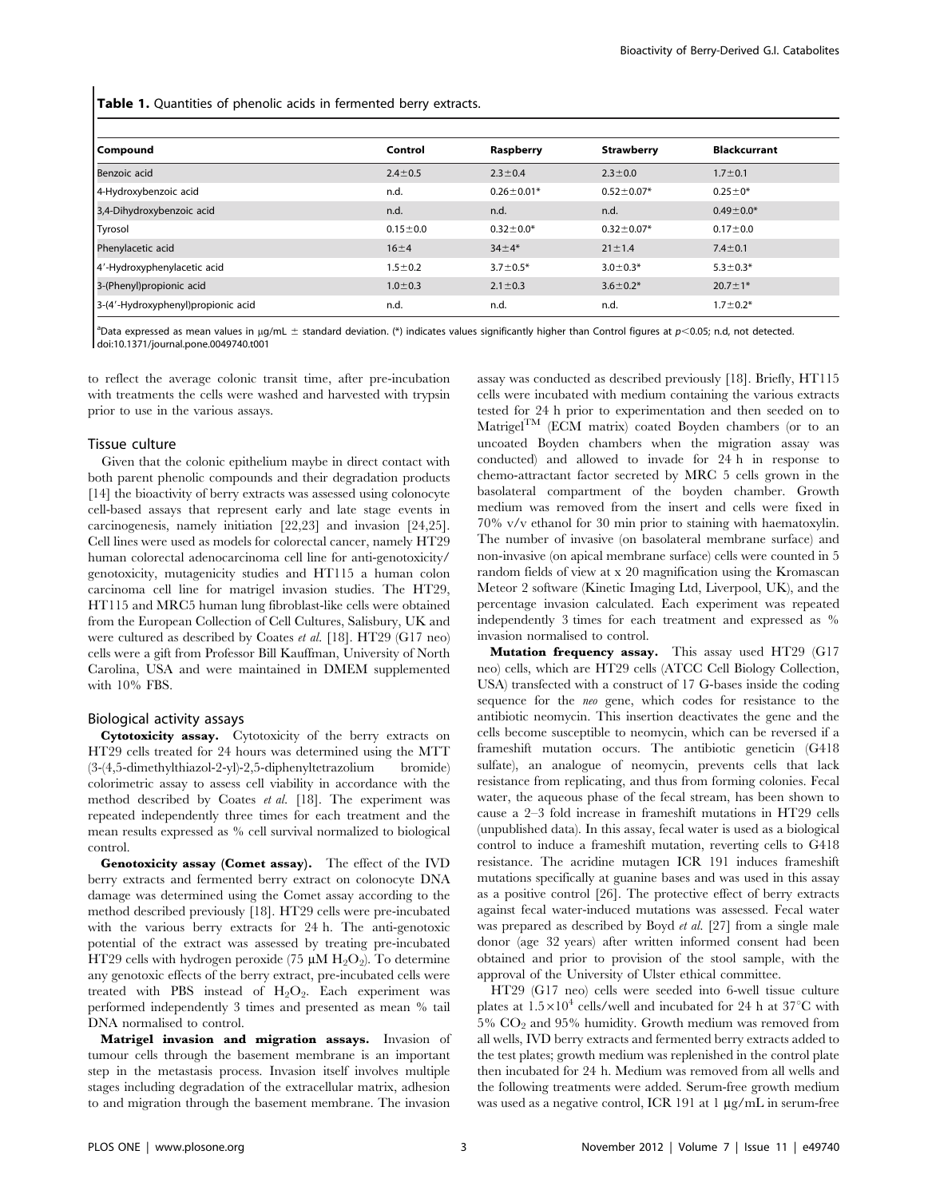**Table 1.** Quantities of phenolic acids in fermented berry extracts.

| Compound | Control | Raspberry | Strawberry | Blackcurrant |
|---|---|---|---|---|
| Benzoic acid | 2.4±0.5 | 2.3±0.4 | 2.3±0.0 | 1.7±0.1 |
| 4-Hydroxybenzoic acid | n.d. | 0.26±0.01* | 0.52±0.07* | 0.25±0* |
| 3,4-Dihydroxybenzoic acid | n.d. | n.d. | n.d. | 0.49±0.0* |
| Tyrosol | 0.15±0.0 | 0.32±0.0* | 0.32±0.07* | 0.17±0.0 |
| Phenylacetic acid | 16±4 | 34±4* | 21±1.4 | 7.4±0.1 |
| 4′-Hydroxyphenylacetic acid | 1.5±0.2 | 3.7±0.5* | 3.0±0.3* | 5.3±0.3* |
| 3-(Phenyl)propionic acid | 1.0±0.3 | 2.1±0.3 | 3.6±0.2* | 20.7±1* |
| 3-(4′-Hydroxyphenyl)propionic acid | n.d. | n.d. | n.d. | 1.7±0.2* |

[a]Data expressed as mean values in µg/mL ± standard deviation. (*) indicates values significantly higher than Control figures at $p<0.05$; n.d, not detected.
doi:10.1371/journal.pone.0049740.t001

to reflect the average colonic transit time, after pre-incubation with treatments the cells were washed and harvested with trypsin prior to use in the various assays.

## Tissue culture

Given that the colonic epithelium maybe in direct contact with both parent phenolic compounds and their degradation products [14] the bioactivity of berry extracts was assessed using colonocyte cell-based assays that represent early and late stage events in carcinogenesis, namely initiation [22,23] and invasion [24,25]. Cell lines were used as models for colorectal cancer, namely HT29 human colorectal adenocarcinoma cell line for anti-genotoxicity/genotoxicity, mutagenicity studies and HT115 a human colon carcinoma cell line for matrigel invasion studies. The HT29, HT115 and MRC5 human lung fibroblast-like cells were obtained from the European Collection of Cell Cultures, Salisbury, UK and were cultured as described by Coates *et al.* [18]. HT29 (G17 neo) cells were a gift from Professor Bill Kauffman, University of North Carolina, USA and were maintained in DMEM supplemented with 10% FBS.

## Biological activity assays

**Cytotoxicity assay.** Cytotoxicity of the berry extracts on HT29 cells treated for 24 hours was determined using the MTT (3-(4,5-dimethylthiazol-2-yl)-2,5-diphenyltetrazolium bromide) colorimetric assay to assess cell viability in accordance with the method described by Coates *et al.* [18]. The experiment was repeated independently three times for each treatment and the mean results expressed as % cell survival normalized to biological control.

**Genotoxicity assay (Comet assay).** The effect of the IVD berry extracts and fermented berry extract on colonocyte DNA damage was determined using the Comet assay according to the method described previously [18]. HT29 cells were pre-incubated with the various berry extracts for 24 h. The anti-genotoxic potential of the extract was assessed by treating pre-incubated HT29 cells with hydrogen peroxide (75 µM $H_2O_2$). To determine any genotoxic effects of the berry extract, pre-incubated cells were treated with PBS instead of $H_2O_2$. Each experiment was performed independently 3 times and presented as mean % tail DNA normalised to control.

**Matrigel invasion and migration assays.** Invasion of tumour cells through the basement membrane is an important step in the metastasis process. Invasion itself involves multiple stages including degradation of the extracellular matrix, adhesion to and migration through the basement membrane. The invasion assay was conducted as described previously [18]. Briefly, HT115 cells were incubated with medium containing the various extracts tested for 24 h prior to experimentation and then seeded on to Matrigel™ (ECM matrix) coated Boyden chambers (or to an uncoated Boyden chambers when the migration assay was conducted) and allowed to invade for 24 h in response to chemo-attractant factor secreted by MRC 5 cells grown in the basolateral compartment of the boyden chamber. Growth medium was removed from the insert and cells were fixed in 70% v/v ethanol for 30 min prior to staining with haematoxylin. The number of invasive (on basolateral membrane surface) and non-invasive (on apical membrane surface) cells were counted in 5 random fields of view at x 20 magnification using the Kromascan Meteor 2 software (Kinetic Imaging Ltd, Liverpool, UK), and the percentage invasion calculated. Each experiment was repeated independently 3 times for each treatment and expressed as % invasion normalised to control.

**Mutation frequency assay.** This assay used HT29 (G17 neo) cells, which are HT29 cells (ATCC Cell Biology Collection, USA) transfected with a construct of 17 G-bases inside the coding sequence for the *neo* gene, which codes for resistance to the antibiotic neomycin. This insertion deactivates the gene and the cells become susceptible to neomycin, which can be reversed if a frameshift mutation occurs. The antibiotic geneticin (G418 sulfate), an analogue of neomycin, prevents cells that lack resistance from replicating, and thus from forming colonies. Fecal water, the aqueous phase of the fecal stream, has been shown to cause a 2–3 fold increase in frameshift mutations in HT29 cells (unpublished data). In this assay, fecal water is used as a biological control to induce a frameshift mutation, reverting cells to G418 resistance. The acridine mutagen ICR 191 induces frameshift mutations specifically at guanine bases and was used in this assay as a positive control [26]. The protective effect of berry extracts against fecal water-induced mutations was assessed. Fecal water was prepared as described by Boyd *et al.* [27] from a single male donor (age 32 years) after written informed consent had been obtained and prior to provision of the stool sample, with the approval of the University of Ulster ethical committee.

HT29 (G17 neo) cells were seeded into 6-well tissue culture plates at $1.5\times10^4$ cells/well and incubated for 24 h at 37°C with 5% $CO_2$ and 95% humidity. Growth medium was removed from all wells, IVD berry extracts and fermented berry extracts added to the test plates; growth medium was replenished in the control plate then incubated for 24 h. Medium was removed from all wells and the following treatments were added. Serum-free growth medium was used as a negative control, ICR 191 at 1 µg/mL in serum-free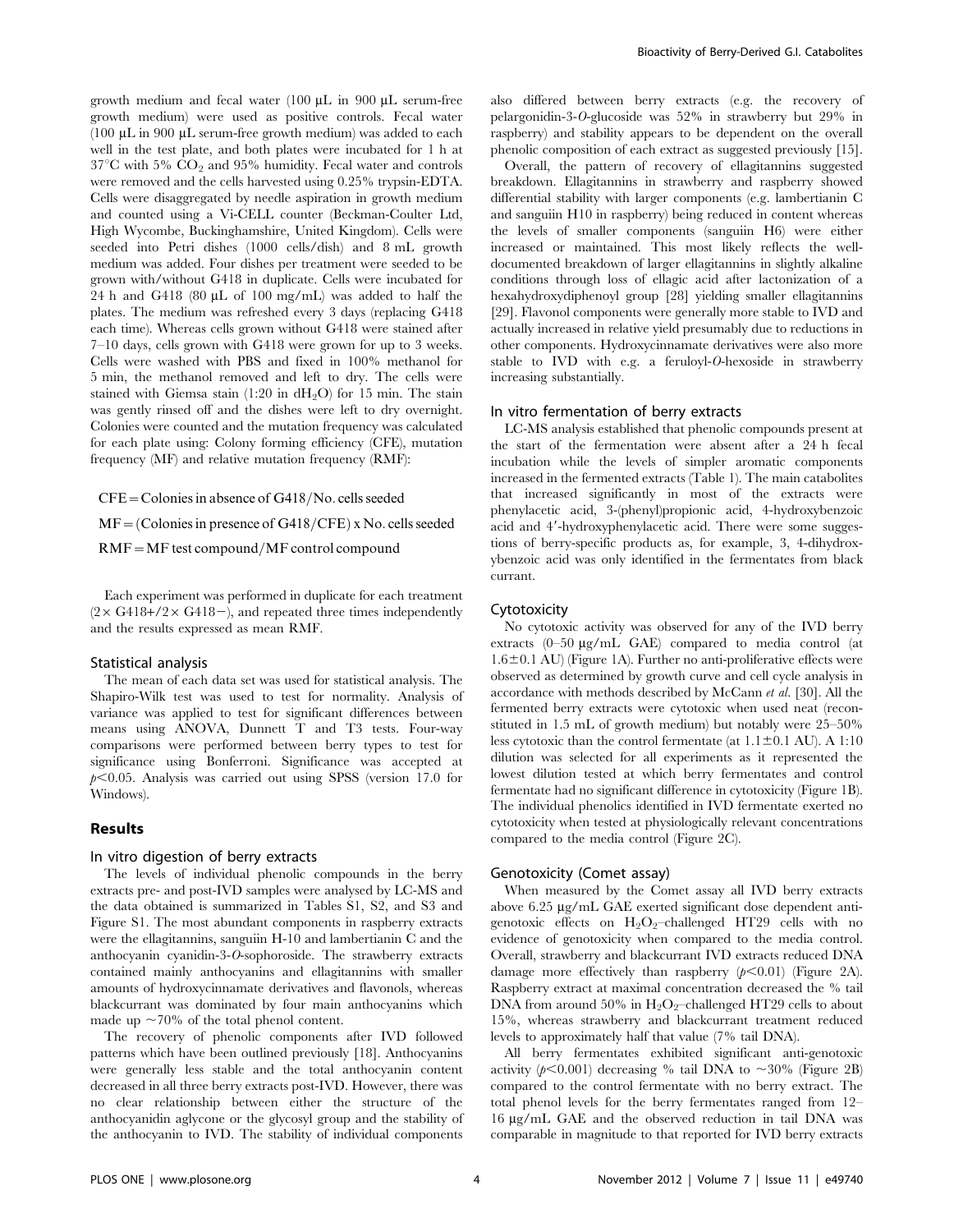growth medium and fecal water (100 µL in 900 µL serum-free growth medium) were used as positive controls. Fecal water (100 µL in 900 µL serum-free growth medium) was added to each well in the test plate, and both plates were incubated for 1 h at 37°C with 5% $CO_2$ and 95% humidity. Fecal water and controls were removed and the cells harvested using 0.25% trypsin-EDTA. Cells were disaggregated by needle aspiration in growth medium and counted using a Vi-CELL counter (Beckman-Coulter Ltd, High Wycombe, Buckinghamshire, United Kingdom). Cells were seeded into Petri dishes (1000 cells/dish) and 8 mL growth medium was added. Four dishes per treatment were seeded to be grown with/without G418 in duplicate. Cells were incubated for 24 h and G418 (80 µL of 100 mg/mL) was added to half the plates. The medium was refreshed every 3 days (replacing G418 each time). Whereas cells grown without G418 were stained after 7–10 days, cells grown with G418 were grown for up to 3 weeks. Cells were washed with PBS and fixed in 100% methanol for 5 min, the methanol removed and left to dry. The cells were stained with Giemsa stain (1:20 in $dH_2O$) for 15 min. The stain was gently rinsed off and the dishes were left to dry overnight. Colonies were counted and the mutation frequency was calculated for each plate using: Colony forming efficiency (CFE), mutation frequency (MF) and relative mutation frequency (RMF):

CFE = Colonies in absence of G418/No. cells seeded

MF = (Colonies in presence of G418/CFE) x No. cells seeded

RMF = MF test compound/MF control compound

Each experiment was performed in duplicate for each treatment (2× G418+/2× G418−), and repeated three times independently and the results expressed as mean RMF.

### Statistical analysis

The mean of each data set was used for statistical analysis. The Shapiro-Wilk test was used to test for normality. Analysis of variance was applied to test for significant differences between means using ANOVA, Dunnett T and T3 tests. Four-way comparisons were performed between berry types to test for significance using Bonferroni. Significance was accepted at $p<0.05$. Analysis was carried out using SPSS (version 17.0 for Windows).

## Results

### In vitro digestion of berry extracts

The levels of individual phenolic compounds in the berry extracts pre- and post-IVD samples were analysed by LC-MS and the data obtained is summarized in Tables S1, S2, and S3 and Figure S1. The most abundant components in raspberry extracts were the ellagitannins, sanguiin H-10 and lambertianin C and the anthocyanin cyanidin-3-*O*-sophoroside. The strawberry extracts contained mainly anthocyanins and ellagitannins with smaller amounts of hydroxycinnamate derivatives and flavonols, whereas blackcurrant was dominated by four main anthocyanins which made up ~70% of the total phenol content.

The recovery of phenolic components after IVD followed patterns which have been outlined previously [18]. Anthocyanins were generally less stable and the total anthocyanin content decreased in all three berry extracts post-IVD. However, there was no clear relationship between either the structure of the anthocyanidin aglycone or the glycosyl group and the stability of the anthocyanin to IVD. The stability of individual components also differed between berry extracts (e.g. the recovery of pelargonidin-3-*O*-glucoside was 52% in strawberry but 29% in raspberry) and stability appears to be dependent on the overall phenolic composition of each extract as suggested previously [15].

Overall, the pattern of recovery of ellagitannins suggested breakdown. Ellagitannins in strawberry and raspberry showed differential stability with larger components (e.g. lambertianin C and sanguiin H10 in raspberry) being reduced in content whereas the levels of smaller components (sanguiin H6) were either increased or maintained. This most likely reflects the well-documented breakdown of larger ellagitannins in slightly alkaline conditions through loss of ellagic acid after lactonization of a hexahydroxydiphenoyl group [28] yielding smaller ellagitannins [29]. Flavonol components were generally more stable to IVD and actually increased in relative yield presumably due to reductions in other components. Hydroxycinnamate derivatives were also more stable to IVD with e.g. a feruloyl-*O*-hexoside in strawberry increasing substantially.

### In vitro fermentation of berry extracts

LC-MS analysis established that phenolic compounds present at the start of the fermentation were absent after a 24 h fecal incubation while the levels of simpler aromatic components increased in the fermented extracts (Table 1). The main catabolites that increased significantly in most of the extracts were phenylacetic acid, 3-(phenyl)propionic acid, 4-hydroxybenzoic acid and 4′-hydroxyphenylacetic acid. There were some suggestions of berry-specific products as, for example, 3, 4-dihydroxybenzoic acid was only identified in the fermentates from black currant.

### Cytotoxicity

No cytotoxic activity was observed for any of the IVD berry extracts (0–50 µg/mL GAE) compared to media control (at 1.6±0.1 AU) (Figure 1A). Further no anti-proliferative effects were observed as determined by growth curve and cell cycle analysis in accordance with methods described by McCann *et al.* [30]. All the fermented berry extracts were cytotoxic when used neat (reconstituted in 1.5 mL of growth medium) but notably were 25–50% less cytotoxic than the control fermentate (at 1.1±0.1 AU). A 1:10 dilution was selected for all experiments as it represented the lowest dilution tested at which berry fermentates and control fermentate had no significant difference in cytotoxicity (Figure 1B). The individual phenolics identified in IVD fermentate exerted no cytotoxicity when tested at physiologically relevant concentrations compared to the media control (Figure 2C).

### Genotoxicity (Comet assay)

When measured by the Comet assay all IVD berry extracts above 6.25 µg/mL GAE exerted significant dose dependent anti-genotoxic effects on $H_2O_2$–challenged HT29 cells with no evidence of genotoxicity when compared to the media control. Overall, strawberry and blackcurrant IVD extracts reduced DNA damage more effectively than raspberry ($p<0.01$) (Figure 2A). Raspberry extract at maximal concentration decreased the % tail DNA from around 50% in $H_2O_2$–challenged HT29 cells to about 15%, whereas strawberry and blackcurrant treatment reduced levels to approximately half that value (7% tail DNA).

All berry fermentates exhibited significant anti-genotoxic activity ($p<0.001$) decreasing % tail DNA to ~30% (Figure 2B) compared to the control fermentate with no berry extract. The total phenol levels for the berry fermentates ranged from 12–16 µg/mL GAE and the observed reduction in tail DNA was comparable in magnitude to that reported for IVD berry extracts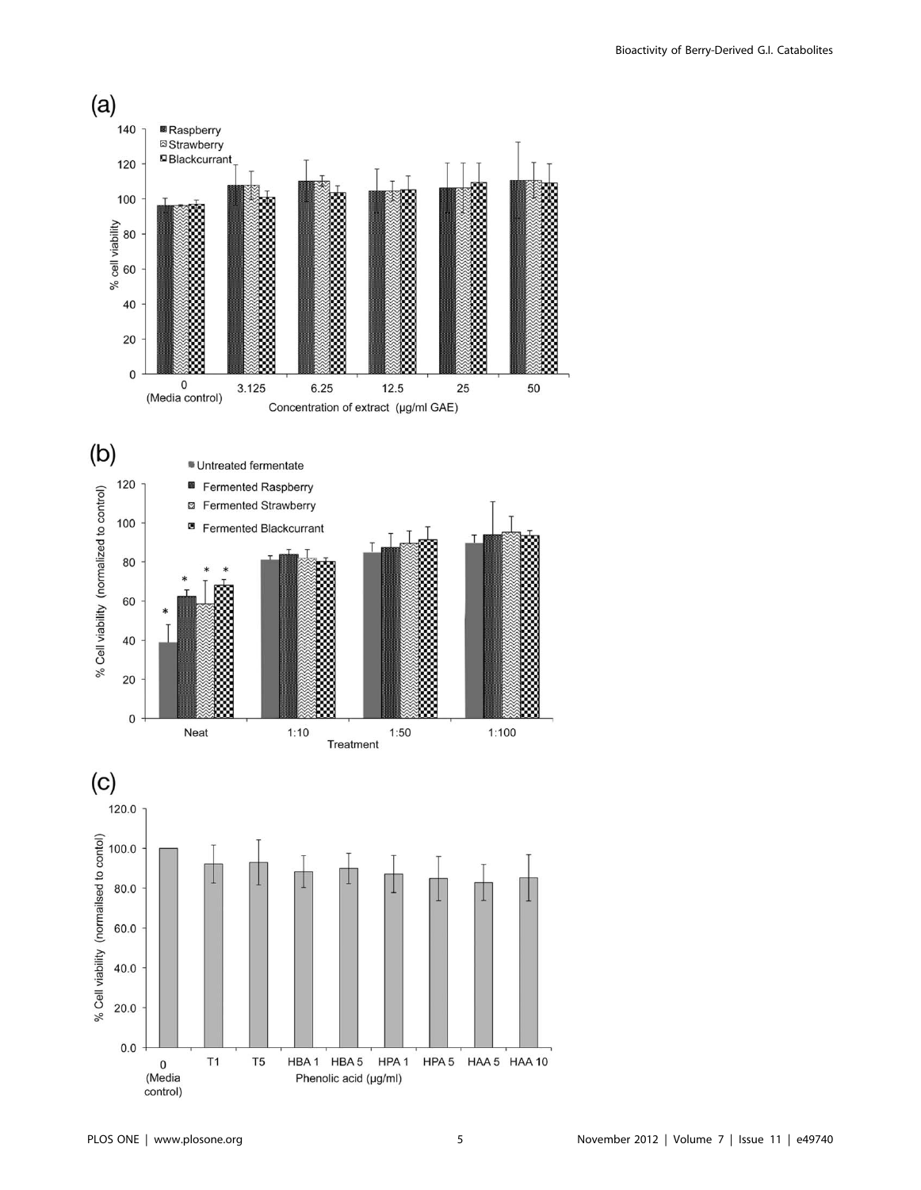(a)

% cell viability

Raspberry
Strawberry
Blackcurrant

0 (Media control) | 3.125 | 6.25 | 12.5 | 25 | 50

Concentration of extract (µg/ml GAE)

(b)

% Cell viability (normalized to control)

Untreated fermentate
Fermented Raspberry
Fermented Strawberry
Fermented Blackcurrant

Neat | 1:10 | 1:50 | 1:100

Treatment

(c)

% Cell viability (normalised to contol)

0 (Media control) | T1 | T5 | HBA 1 | HBA 5 | HPA 1 | HPA 5 | HAA 5 | HAA 10

Phenolic acid (µg/ml)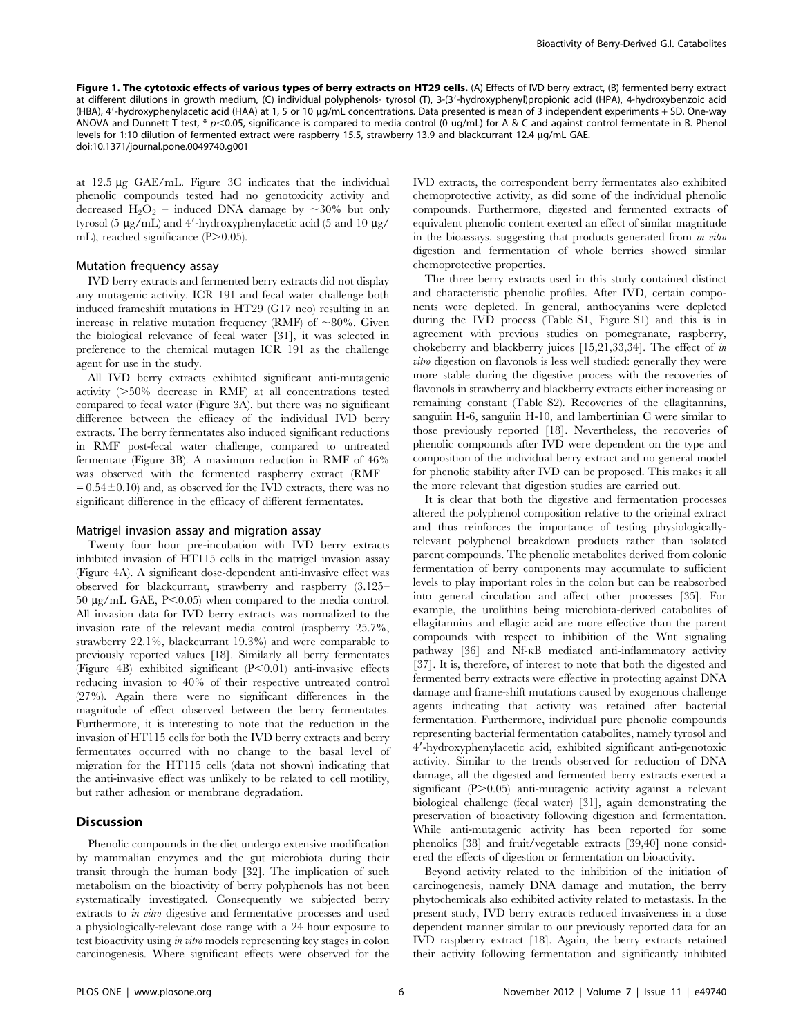**Figure 1. The cytotoxic effects of various types of berry extracts on HT29 cells.** (A) Effects of IVD berry extract, (B) fermented berry extract at different dilutions in growth medium, (C) individual polyphenols- tyrosol (T), 3-(3′-hydroxyphenyl)propionic acid (HPA), 4-hydroxybenzoic acid (HBA), 4′-hydroxyphenylacetic acid (HAA) at 1, 5 or 10 µg/mL concentrations. Data presented is mean of 3 independent experiments + SD. One-way ANOVA and Dunnett T test, * $p<0.05$, significance is compared to media control (0 ug/mL) for A & C and against control fermentate in B. Phenol levels for 1:10 dilution of fermented extract were raspberry 15.5, strawberry 13.9 and blackcurrant 12.4 µg/mL GAE.
doi:10.1371/journal.pone.0049740.g001

at 12.5 µg GAE/mL. Figure 3C indicates that the individual phenolic compounds tested had no genotoxicity activity and decreased $H_2O_2$ – induced DNA damage by ~30% but only tyrosol (5 µg/mL) and 4′-hydroxyphenylacetic acid (5 and 10 µg/mL), reached significance ($P>0.05$).

### Mutation frequency assay

IVD berry extracts and fermented berry extracts did not display any mutagenic activity. ICR 191 and fecal water challenge both induced frameshift mutations in HT29 (G17 neo) resulting in an increase in relative mutation frequency (RMF) of ~80%. Given the biological relevance of fecal water [31], it was selected in preference to the chemical mutagen ICR 191 as the challenge agent for use in the study.

All IVD berry extracts exhibited significant anti-mutagenic activity (>50% decrease in RMF) at all concentrations tested compared to fecal water (Figure 3A), but there was no significant difference between the efficacy of the individual IVD berry extracts. The berry fermentates also induced significant reductions in RMF post-fecal water challenge, compared to untreated fermentate (Figure 3B). A maximum reduction in RMF of 46% was observed with the fermented raspberry extract (RMF $=0.54\pm0.10$) and, as observed for the IVD extracts, there was no significant difference in the efficacy of different fermentates.

### Matrigel invasion assay and migration assay

Twenty four hour pre-incubation with IVD berry extracts inhibited invasion of HT115 cells in the matrigel invasion assay (Figure 4A). A significant dose-dependent anti-invasive effect was observed for blackcurrant, strawberry and raspberry (3.125–50 µg/mL GAE, $P<0.05$) when compared to the media control. All invasion data for IVD berry extracts was normalized to the invasion rate of the relevant media control (raspberry 25.7%, strawberry 22.1%, blackcurrant 19.3%) and were comparable to previously reported values [18]. Similarly all berry fermentates (Figure 4B) exhibited significant ($P<0.01$) anti-invasive effects reducing invasion to 40% of their respective untreated control (27%). Again there were no significant differences in the magnitude of effect observed between the berry fermentates. Furthermore, it is interesting to note that the reduction in the invasion of HT115 cells for both the IVD berry extracts and berry fermentates occurred with no change to the basal level of migration for the HT115 cells (data not shown) indicating that the anti-invasive effect was unlikely to be related to cell motility, but rather adhesion or membrane degradation.

## Discussion

Phenolic compounds in the diet undergo extensive modification by mammalian enzymes and the gut microbiota during their transit through the human body [32]. The implication of such metabolism on the bioactivity of berry polyphenols has not been systematically investigated. Consequently we subjected berry extracts to *in vitro* digestive and fermentative processes and used a physiologically-relevant dose range with a 24 hour exposure to test bioactivity using *in vitro* models representing key stages in colon carcinogenesis. Where significant effects were observed for the IVD extracts, the correspondent berry fermentates also exhibited chemoprotective activity, as did some of the individual phenolic compounds. Furthermore, digested and fermented extracts of equivalent phenolic content exerted an effect of similar magnitude in the bioassays, suggesting that products generated from *in vitro* digestion and fermentation of whole berries showed similar chemoprotective properties.

The three berry extracts used in this study contained distinct and characteristic phenolic profiles. After IVD, certain components were depleted. In general, anthocyanins were depleted during the IVD process (Table S1, Figure S1) and this is in agreement with previous studies on pomegranate, raspberry, chokeberry and blackberry juices [15,21,33,34]. The effect of *in vitro* digestion on flavonols is less well studied: generally they were more stable during the digestive process with the recoveries of flavonols in strawberry and blackberry extracts either increasing or remaining constant (Table S2). Recoveries of the ellagitannins, sanguiin H-6, sanguiin H-10, and lambertinian C were similar to those previously reported [18]. Nevertheless, the recoveries of phenolic compounds after IVD were dependent on the type and composition of the individual berry extract and no general model for phenolic stability after IVD can be proposed. This makes it all the more relevant that digestion studies are carried out.

It is clear that both the digestive and fermentation processes altered the polyphenol composition relative to the original extract and thus reinforces the importance of testing physiologically-relevant polyphenol breakdown products rather than isolated parent compounds. The phenolic metabolites derived from colonic fermentation of berry components may accumulate to sufficient levels to play important roles in the colon but can be reabsorbed into general circulation and affect other processes [35]. For example, the urolithins being microbiota-derived catabolites of ellagitannins and ellagic acid are more effective than the parent compounds with respect to inhibition of the Wnt signaling pathway [36] and Nf-κB mediated anti-inflammatory activity [37]. It is, therefore, of interest to note that both the digested and fermented berry extracts were effective in protecting against DNA damage and frame-shift mutations caused by exogenous challenge agents indicating that activity was retained after bacterial fermentation. Furthermore, individual pure phenolic compounds representing bacterial fermentation catabolites, namely tyrosol and 4′-hydroxyphenylacetic acid, exhibited significant anti-genotoxic activity. Similar to the trends observed for reduction of DNA damage, all the digested and fermented berry extracts exerted a significant ($P>0.05$) anti-mutagenic activity against a relevant biological challenge (fecal water) [31], again demonstrating the preservation of bioactivity following digestion and fermentation. While anti-mutagenic activity has been reported for some phenolics [38] and fruit/vegetable extracts [39,40] none considered the effects of digestion or fermentation on bioactivity.

Beyond activity related to the inhibition of the initiation of carcinogenesis, namely DNA damage and mutation, the berry phytochemicals also exhibited activity related to metastasis. In the present study, IVD berry extracts reduced invasiveness in a dose dependent manner similar to our previously reported data for an IVD raspberry extract [18]. Again, the berry extracts retained their activity following fermentation and significantly inhibited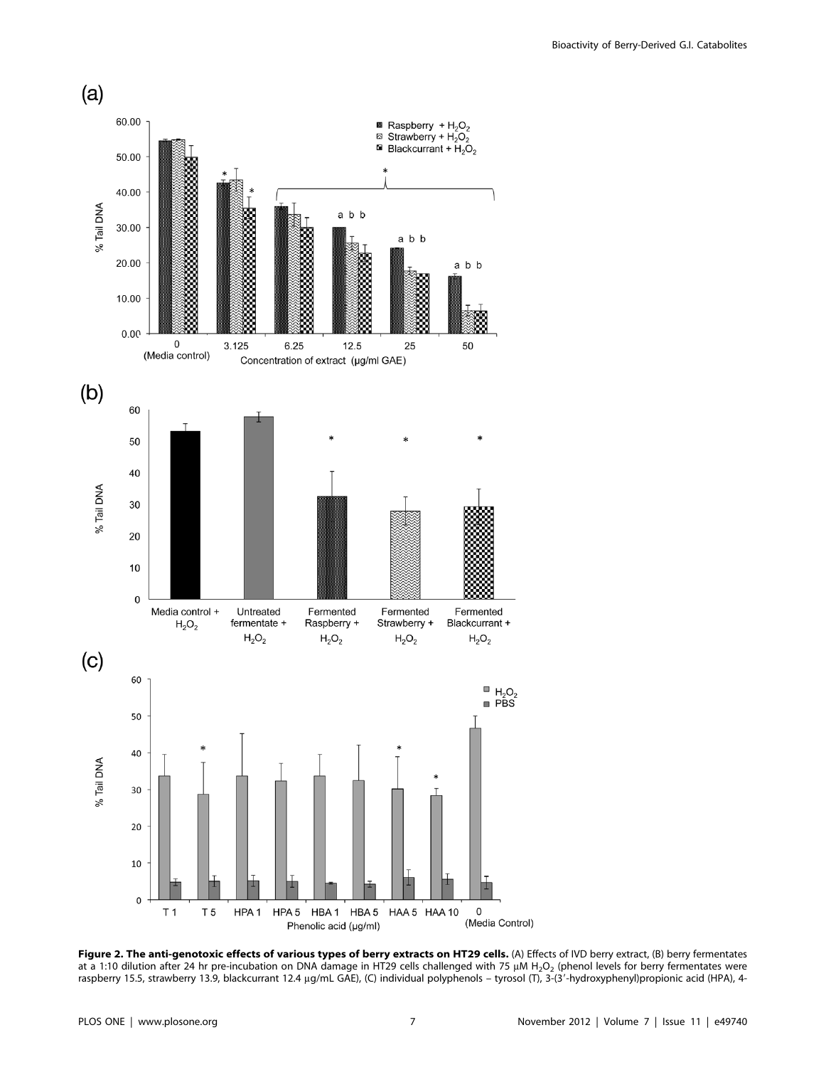**Figure 2. The anti-genotoxic effects of various types of berry extracts on HT29 cells.** (A) Effects of IVD berry extract, (B) berry fermentates at a 1:10 dilution after 24 hr pre-incubation on DNA damage in HT29 cells challenged with 75 μM $H_2O_2$ (phenol levels for berry fermentates were raspberry 15.5, strawberry 13.9, blackcurrant 12.4 μg/mL GAE), (C) individual polyphenols – tyrosol (T), 3-(3′-hydroxyphenyl)propionic acid (HPA), 4-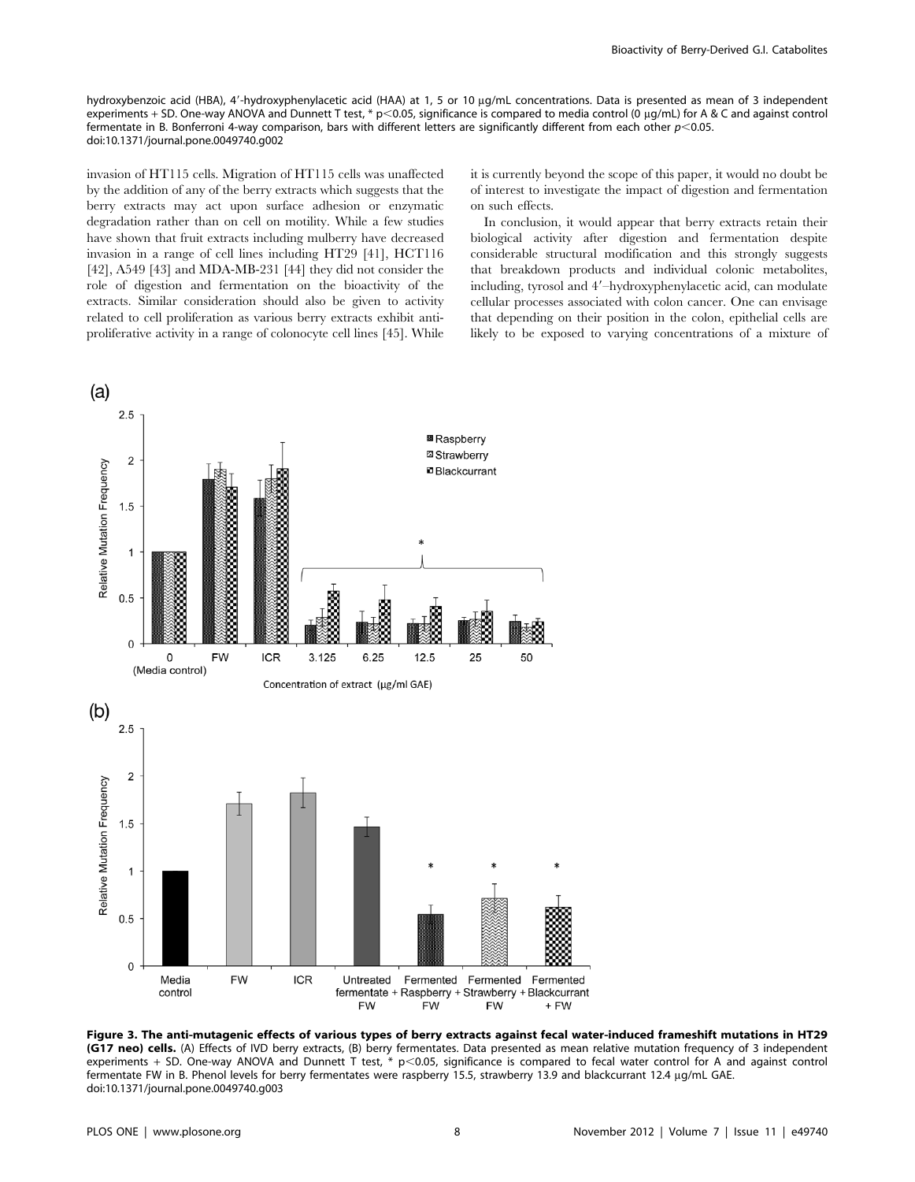hydroxybenzoic acid (HBA), 4′-hydroxyphenylacetic acid (HAA) at 1, 5 or 10 μg/mL concentrations. Data is presented as mean of 3 independent experiments + SD. One-way ANOVA and Dunnett T test, * $p<0.05$, significance is compared to media control (0 μg/mL) for A & C and against control fermentate in B. Bonferroni 4-way comparison, bars with different letters are significantly different from each other $p<0.05$.
doi:10.1371/journal.pone.0049740.g002

invasion of HT115 cells. Migration of HT115 cells was unaffected by the addition of any of the berry extracts which suggests that the berry extracts may act upon surface adhesion or enzymatic degradation rather than on cell on motility. While a few studies have shown that fruit extracts including mulberry have decreased invasion in a range of cell lines including HT29 [41], HCT116 [42], A549 [43] and MDA-MB-231 [44] they did not consider the role of digestion and fermentation on the bioactivity of the extracts. Similar consideration should also be given to activity related to cell proliferation as various berry extracts exhibit anti-proliferative activity in a range of colonocyte cell lines [45]. While it is currently beyond the scope of this paper, it would no doubt be of interest to investigate the impact of digestion and fermentation on such effects.

In conclusion, it would appear that berry extracts retain their biological activity after digestion and fermentation despite considerable structural modification and this strongly suggests that breakdown products and individual colonic metabolites, including, tyrosol and 4′–hydroxyphenylacetic acid, can modulate cellular processes associated with colon cancer. One can envisage that depending on their position in the colon, epithelial cells are likely to be exposed to varying concentrations of a mixture of

**Figure 3. The anti-mutagenic effects of various types of berry extracts against fecal water-induced frameshift mutations in HT29 (G17 neo) cells.** (A) Effects of IVD berry extracts, (B) berry fermentates. Data presented as mean relative mutation frequency of 3 independent experiments + SD. One-way ANOVA and Dunnett T test, * $p<0.05$, significance is compared to fecal water control for A and against control fermentate FW in B. Phenol levels for berry fermentates were raspberry 15.5, strawberry 13.9 and blackcurrant 12.4 μg/mL GAE.
doi:10.1371/journal.pone.0049740.g003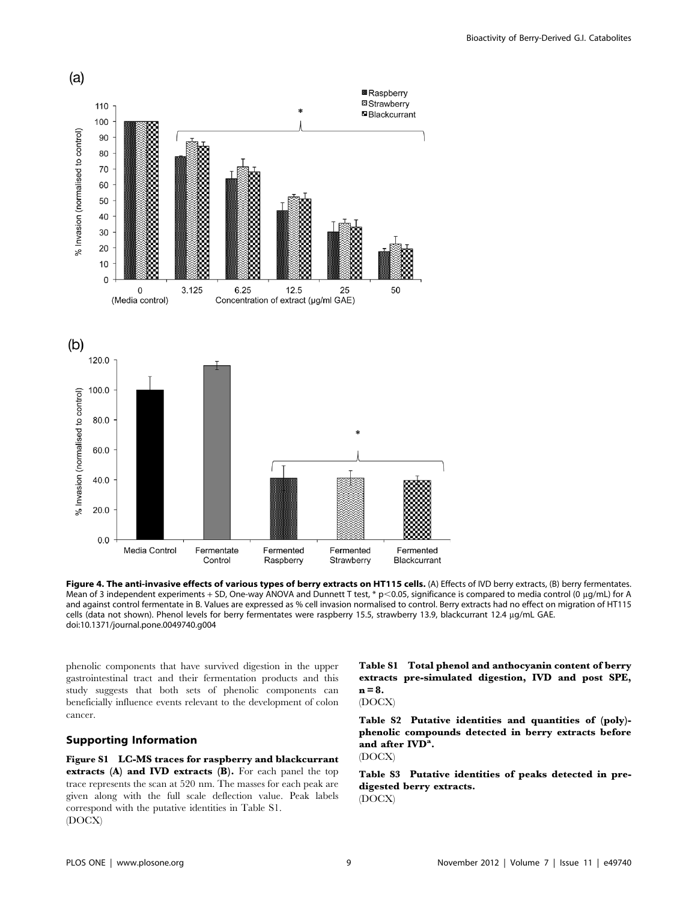**Figure 4. The anti-invasive effects of various types of berry extracts on HT115 cells.** (A) Effects of IVD berry extracts, (B) berry fermentates. Mean of 3 independent experiments + SD, One-way ANOVA and Dunnett T test, * $p<0.05$, significance is compared to media control (0 µg/mL) for A and against control fermentate in B. Values are expressed as % cell invasion normalised to control. Berry extracts had no effect on migration of HT115 cells (data not shown). Phenol levels for berry fermentates were raspberry 15.5, strawberry 13.9, blackcurrant 12.4 µg/mL GAE.
doi:10.1371/journal.pone.0049740.g004

phenolic components that have survived digestion in the upper gastrointestinal tract and their fermentation products and this study suggests that both sets of phenolic components can beneficially influence events relevant to the development of colon cancer.

## Supporting Information

**Figure S1 LC-MS traces for raspberry and blackcurrant extracts (A) and IVD extracts (B).** For each panel the top trace represents the scan at 520 nm. The masses for each peak are given along with the full scale deflection value. Peak labels correspond with the putative identities in Table S1.
(DOCX)

**Table S1 Total phenol and anthocyanin content of berry extracts pre-simulated digestion, IVD and post SPE, n = 8.**
(DOCX)

**Table S2 Putative identities and quantities of (poly)-phenolic compounds detected in berry extracts before and after IVD[a].**
(DOCX)

**Table S3 Putative identities of peaks detected in pre-digested berry extracts.**
(DOCX)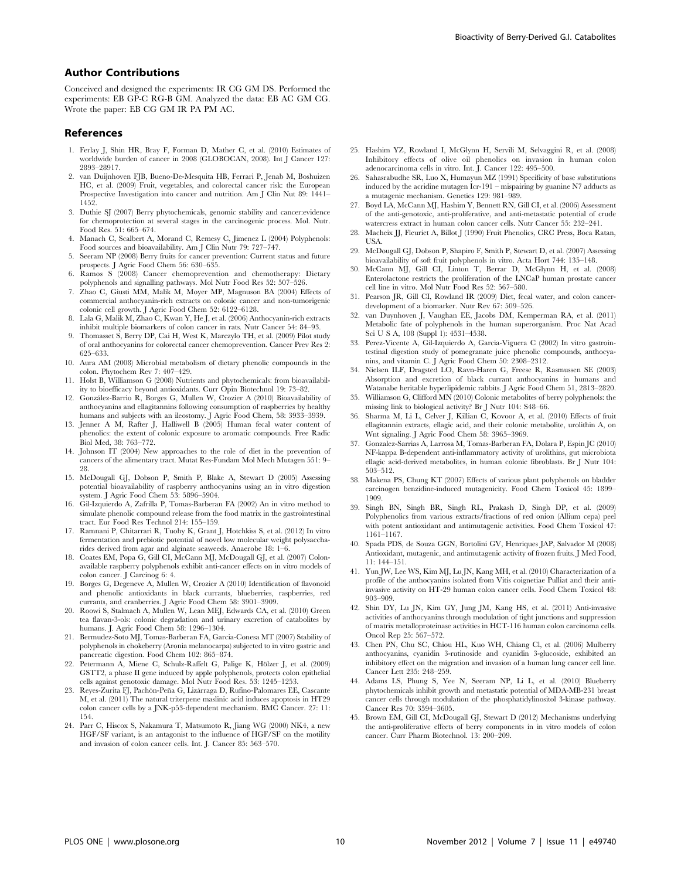## Author Contributions

Conceived and designed the experiments: IR CG GM DS. Performed the experiments: EB GP-C RG-B GM. Analyzed the data: EB AC GM CG. Wrote the paper: EB CG GM IR PA PM AC.

## References

1. Ferlay J, Shin HR, Bray F, Forman D, Mather C, et al. (2010) Estimates of worldwide burden of cancer in 2008 (GLOBOCAN, 2008). Int J Cancer 127: 2893–28917.
2. van Duijnhoven FJB, Bueno-De-Mesquita HB, Ferrari P, Jenab M, Boshuizen HC, et al. (2009) Fruit, vegetables, and colorectal cancer risk: the European Prospective Investigation into cancer and nutrition. Am J Clin Nut 89: 1441–1452.
3. Duthie SJ (2007) Berry phytochemicals, genomic stability and cancer:evidence for chemoprotection at several stages in the carcinogenic process. Mol. Nutr. Food Res. 51: 665–674.
4. Manach C, Scalbert A, Morand C, Remesy C, Jimenez L (2004) Polyphenols: Food sources and bioavailability. Am J Clin Nutr 79: 727–747.
5. Seeram NP (2008) Berry fruits for cancer prevention: Current status and future prospects. J Agric Food Chem 56: 630–635.
6. Ramos S (2008) Cancer chemoprevention and chemotherapy: Dietary polyphenols and signalling pathways. Mol Nutr Food Res 52: 507–526.
7. Zhao C, Giusti MM, Malik M, Moyer MP, Magnuson BA (2004) Effects of commercial anthocyanin-rich extracts on colonic cancer and non-tumorigenic colonic cell growth. J Agric Food Chem 52: 6122–6128.
8. Lala G, Malik M, Zhao C, Kwan Y, He J, et al. (2006) Anthocyanin-rich extracts inhibit multiple biomarkers of colon cancer in rats. Nutr Cancer 54: 84–93.
9. Thomasset S, Berry DP, Cai H, West K, Marczylo TH, et al. (2009) Pilot study of oral anthocyanins for colorectal cancer chemoprevention. Cancer Prev Res 2: 625–633.
10. Aura AM (2008) Microbial metabolism of dietary phenolic compounds in the colon. Phytochem Rev 7: 407–429.
11. Holst B, Williamson G (2008) Nutrients and phytochemicals: from bioavailability to bioefficacy beyond antioxidants. Curr Opin Biotechnol 19: 73–82.
12. González-Barrio R, Borges G, Mullen W, Crozier A (2010) Bioavailability of anthocyanins and ellagitannins following consumption of raspberries by healthy humans and subjects with an ileostomy. J Agric Food Chem, 58: 3933–3939.
13. Jenner A M, Rafter J, Halliwell B (2005) Human fecal water content of phenolics: the extent of colonic exposure to aromatic compounds. Free Radic Biol Med, 38: 763–772.
14. Johnson IT (2004) New approaches to the role of diet in the prevention of cancers of the alimentary tract. Mutat Res-Fundam Mol Mech Mutagen 551: 9–28.
15. McDougall GJ, Dobson P, Smith P, Blake A, Stewart D (2005) Assessing potential bioavailability of raspberry anthocyanins using an in vitro digestion system. J Agric Food Chem 53: 5896–5904.
16. Gil-Izquierdo A, Zafrilla P, Tomas-Barberan FA (2002) An in vitro method to simulate phenolic compound release from the food matrix in the gastrointestinal tract. Eur Food Res Technol 214: 155–159.
17. Ramnani P, Chitarrari R, Tuohy K, Grant J, Hotchkiss S, et al. (2012) In vitro fermentation and prebiotic potential of novel low molecular weight polysaccharides derived from agar and alginate seaweeds. Anaerobe 18: 1–6.
18. Coates EM, Popa G, Gill CI, McCann MJ, McDougall GJ, et al. (2007) Colon-available raspberry polyphenols exhibit anti-cancer effects on in vitro models of colon cancer. J Carcinog 6: 4.
19. Borges G, Degeneve A, Mullen W, Crozier A (2010) Identification of flavonoid and phenolic antioxidants in black currants, blueberries, raspberries, red currants, and cranberries. J Agric Food Chem 58: 3901–3909.
20. Roowi S, Stalmach A, Mullen W, Lean MEJ, Edwards CA, et al. (2010) Green tea flavan-3-ols: colonic degradation and urinary excretion of catabolites by humans. J. Agric Food Chem 58: 1296–1304.
21. Bermudez-Soto MJ, Tomas-Barberan FA, Garcia-Conesa MT (2007) Stability of polyphenols in chokeberry (Aronia melanocarpa) subjected to in vitro gastric and pancreatic digestion. Food Chem 102: 865–874.
22. Petermann A, Miene C, Schulz-Raffelt G, Palige K, Hölzer J, et al. (2009) GSTT2, a phase II gene induced by apple polyphenols, protects colon epithelial cells against genotoxic damage. Mol Nutr Food Res. 53: 1245–1253.
23. Reyes-Zurita FJ, Pachón-Peña G, Lizárraga D, Rufino-Palomares EE, Cascante M, et al. (2011) The natural triterpene maslinic acid induces apoptosis in HT29 colon cancer cells by a JNK-p53-dependent mechanism. BMC Cancer. 27: 11: 154.
24. Parr C, Hiscox S, Nakamura T, Matsumoto R, Jiang WG (2000) NK4, a new HGF/SF variant, is an antagonist to the influence of HGF/SF on the motility and invasion of colon cancer cells. Int. J. Cancer 85: 563–570.
25. Hashim YZ, Rowland I, McGlynn H, Servili M, Selvaggini R, et al. (2008) Inhibitory effects of olive oil phenolics on invasion in human colon adenocarcinoma cells in vitro. Int. J. Cancer 122: 495–500.
26. Sahasrabudhe SR, Luo X, Humayun MZ (1991) Specificity of base substitutions induced by the acridine mutagen Icr-191 – mispairing by guanine N7 adducts as a mutagenic mechanism. Genetics 129: 981–989.
27. Boyd LA, McCann MJ, Hashim Y, Bennett RN, Gill CI, et al. (2006) Assessment of the anti-genotoxic, anti-proliferative, and anti-metastatic potential of crude watercress extract in human colon cancer cells. Nutr Cancer 55: 232–241.
28. Macheix JJ, Fleuriet A, Billot J (1990) Fruit Phenolics, CRC Press, Boca Ratan, USA.
29. McDougall GJ, Dobson P, Shapiro F, Smith P, Stewart D, et al. (2007) Assessing bioavailability of soft fruit polyphenols in vitro. Acta Hort 744: 135–148.
30. McCann MJ, Gill CI, Linton T, Berrar D, McGlynn H, et al. (2008) Enterolactone restricts the proliferation of the LNCaP human prostate cancer cell line in vitro. Mol Nutr Food Res 52: 567–580.
31. Pearson JR, Gill CI, Rowland IR (2009) Diet, fecal water, and colon cancer-development of a biomarker. Nutr Rev 67: 509–526.
32. van Duynhoven J, Vaughan EE, Jacobs DM, Kemperman RA, et al. (2011) Metabolic fate of polyphenols in the human superorganism. Proc Nat Acad Sci U S A, 108 (Suppl 1): 4531–4538.
33. Perez-Vicente A, Gil-Izquierdo A, Garcia-Viguera C (2002) In vitro gastrointestinal digestion study of pomegranate juice phenolic compounds, anthocyanins, and vitamin C. J Agric Food Chem 50: 2308–2312.
34. Nielsen ILF, Dragsted LO, Ravn-Haren G, Freese R, Rasmussen SE (2003) Absorption and excretion of black currant anthocyanins in humans and Watanabe heritable hyperlipidemic rabbits. J Agric Food Chem 51, 2813–2820.
35. Williamson G, Clifford MN (2010) Colonic metabolites of berry polyphenols: the missing link to biological activity? Br J Nutr 104: S48–66.
36. Sharma M, Li L, Celver J, Killian C, Kovoor A, et al. (2010) Effects of fruit ellagitannin extracts, ellagic acid, and their colonic metabolite, urolithin A, on Wnt signaling. J Agric Food Chem 58: 3965–3969.
37. Gonzalez-Sarrias A, Larrosa M, Tomas-Barberan FA, Dolara P, Espin JC (2010) NF-kappa B-dependent anti-inflammatory activity of urolithins, gut microbiota ellagic acid-derived metabolites, in human colonic fibroblasts. Br J Nutr 104: 503–512.
38. Makena PS, Chung KT (2007) Effects of various plant polyphenols on bladder carcinogen benzidine-induced mutagenicity. Food Chem Toxicol 45: 1899–1909.
39. Singh BN, Singh BR, Singh RL, Prakash D, Singh DP, et al. (2009) Polyphenolics from various extracts/fractions of red onion (Allium cepa) peel with potent antioxidant and antimutagenic activities. Food Chem Toxicol 47: 1161–1167.
40. Spada PDS, de Souza GGN, Bortolini GV, Henriques JAP, Salvador M (2008) Antioxidant, mutagenic, and antimutagenic activity of frozen fruits. J Med Food, 11: 144–151.
41. Yun JW, Lee WS, Kim MJ, Lu JN, Kang MH, et al. (2010) Characterization of a profile of the anthocyanins isolated from Vitis coignetiae Pulliat and their anti-invasive activity on HT-29 human colon cancer cells. Food Chem Toxicol 48: 903–909.
42. Shin DY, Lu JN, Kim GY, Jung JM, Kang HS, et al. (2011) Anti-invasive activities of anthocyanins through modulation of tight junctions and suppression of matrix metalloproteinase activities in HCT-116 human colon carcinoma cells. Oncol Rep 25: 567–572.
43. Chen PN, Chu SC, Chiou HL, Kuo WH, Chiang Cl, et al. (2006) Mulberry anthocyanins, cyanidin 3-rutinoside and cyanidin 3-glucoside, exhibited an inhibitory effect on the migration and invasion of a human lung cancer cell line. Cancer Lett 235: 248–259.
44. Adams LS, Phung S, Yee N, Seeram NP, Li L, et al. (2010) Blueberry phytochemicals inhibit growth and metastatic potential of MDA-MB-231 breast cancer cells through modulation of the phosphatidylinositol 3-kinase pathway. Cancer Res 70: 3594–3605.
45. Brown EM, Gill CI, McDougall GJ, Stewart D (2012) Mechanisms underlying the anti-proliferative effects of berry components in in vitro models of colon cancer. Curr Pharm Biotechnol. 13: 200–209.